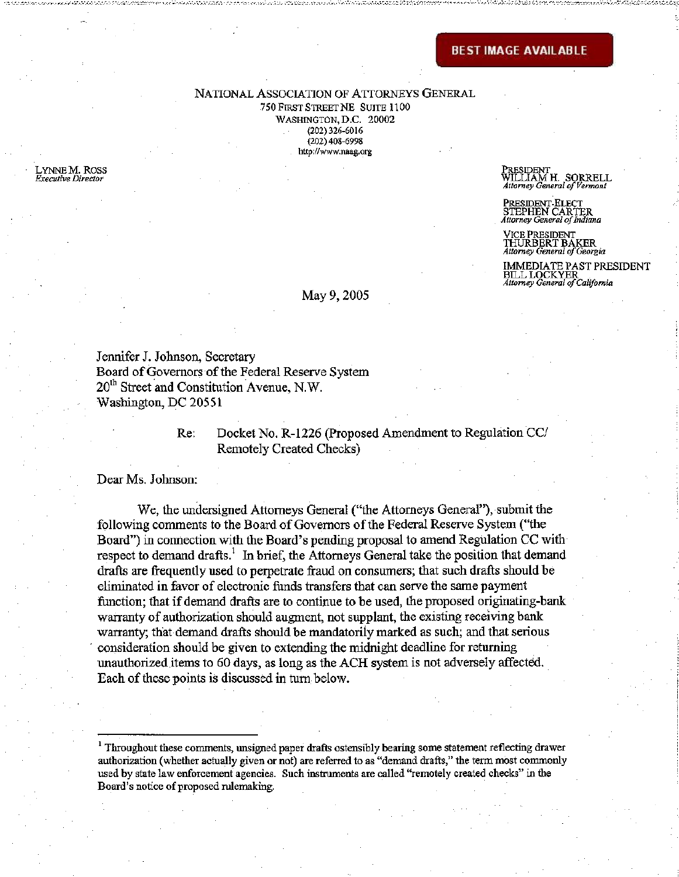BEST IMAGE AVAILABLE

NATIONAL ASSOCIATION OF ATTORNEYS GENERAL
750 FIRST STREET NE SUITE 1100
WASHINGTON, D.C. 20002
(202) 326-6016
(202) 408-6998
http://www.naag.org

LYNNE M. ROSS
*Executive Director*

PRESIDENT
WILLIAM H. SORRELL
*Attorney General of Vermont*

PRESIDENT-ELECT
STEPHEN CARTER
*Attorney General of Indiana*

VICE PRESIDENT
THURBERT BAKER
*Attorney General of Georgia*

IMMEDIATE PAST PRESIDENT
BILL LOCKYER
*Attorney General of California*

May 9, 2005

Jennifer J. Johnson, Secretary
Board of Governors of the Federal Reserve System
20th Street and Constitution Avenue, N.W.
Washington, DC 20551

Re: Docket No. R-1226 (Proposed Amendment to Regulation CC/ Remotely Created Checks)

Dear Ms. Johnson:

We, the undersigned Attorneys General ("the Attorneys General"), submit the following comments to the Board of Governors of the Federal Reserve System ("the Board") in connection with the Board's pending proposal to amend Regulation CC with respect to demand drafts.[1] In brief, the Attorneys General take the position that demand drafts are frequently used to perpetrate fraud on consumers; that such drafts should be eliminated in favor of electronic funds transfers that can serve the same payment function; that if demand drafts are to continue to be used, the proposed originating-bank warranty of authorization should augment, not supplant, the existing receiving bank warranty; that demand drafts should be mandatorily marked as such; and that serious consideration should be given to extending the midnight deadline for returning unauthorized items to 60 days, as long as the ACH system is not adversely affected. Each of these points is discussed in turn below.

[1] Throughout these comments, unsigned paper drafts ostensibly bearing some statement reflecting drawer authorization (whether actually given or not) are referred to as "demand drafts," the term most commonly used by state law enforcement agencies. Such instruments are called "remotely created checks" in the Board's notice of proposed rulemaking.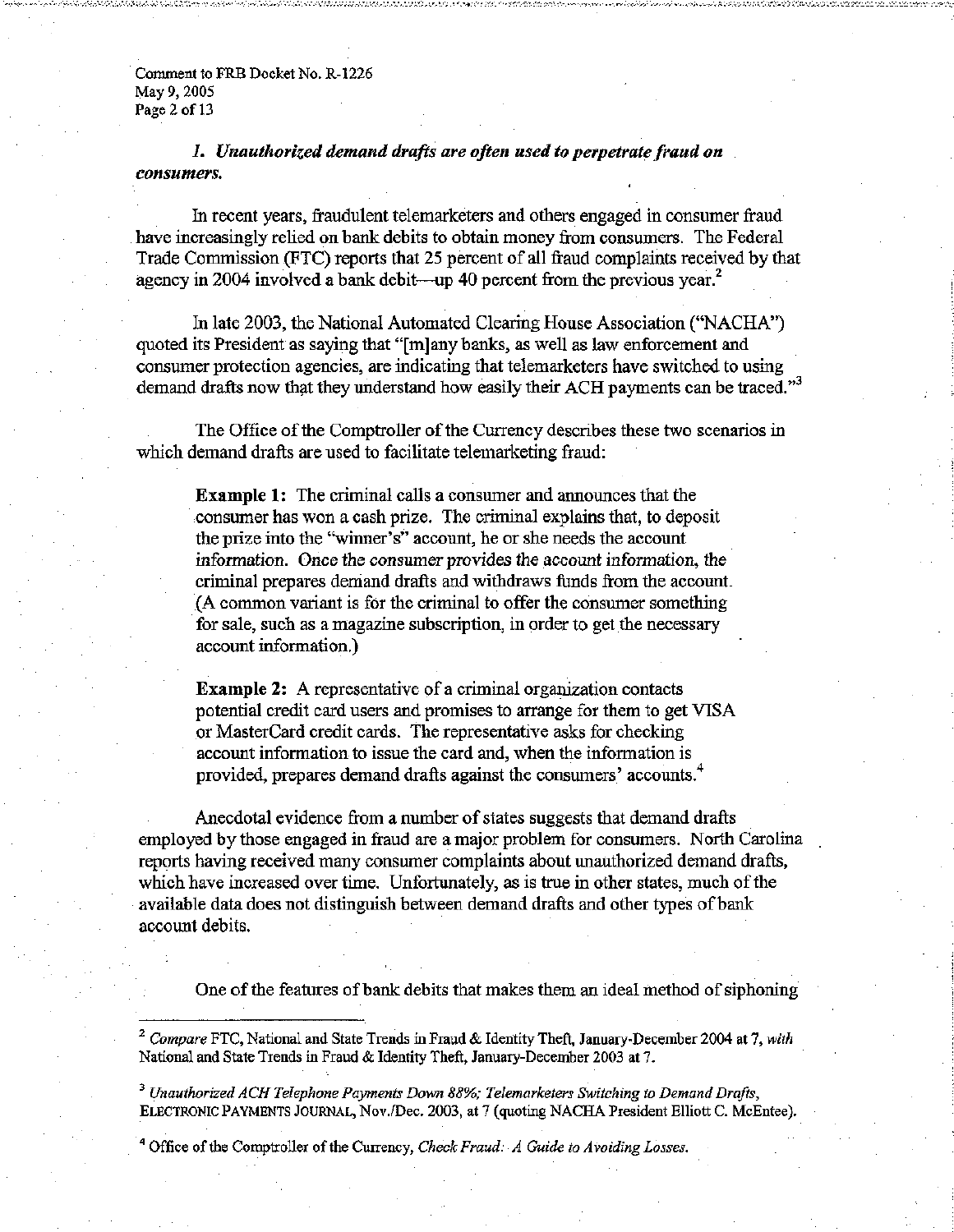## *1. Unauthorized demand drafts are often used to perpetrate fraud on consumers.*

In recent years, fraudulent telemarketers and others engaged in consumer fraud have increasingly relied on bank debits to obtain money from consumers. The Federal Trade Commission (FTC) reports that 25 percent of all fraud complaints received by that agency in 2004 involved a bank debit—up 40 percent from the previous year.[2]

In late 2003, the National Automated Clearing House Association ("NACHA") quoted its President as saying that "[m]any banks, as well as law enforcement and consumer protection agencies, are indicating that telemarketers have switched to using demand drafts now that they understand how easily their ACH payments can be traced."[3]

The Office of the Comptroller of the Currency describes these two scenarios in which demand drafts are used to facilitate telemarketing fraud:

> **Example 1:** The criminal calls a consumer and announces that the consumer has won a cash prize. The criminal explains that, to deposit the prize into the "winner's" account, he or she needs the account information. Once the consumer provides the account information, the criminal prepares demand drafts and withdraws funds from the account. (A common variant is for the criminal to offer the consumer something for sale, such as a magazine subscription, in order to get the necessary account information.)
>
> **Example 2:** A representative of a criminal organization contacts potential credit card users and promises to arrange for them to get VISA or MasterCard credit cards. The representative asks for checking account information to issue the card and, when the information is provided, prepares demand drafts against the consumers' accounts.[4]

Anecdotal evidence from a number of states suggests that demand drafts employed by those engaged in fraud are a major problem for consumers. North Carolina reports having received many consumer complaints about unauthorized demand drafts, which have increased over time. Unfortunately, as is true in other states, much of the available data does not distinguish between demand drafts and other types of bank account debits.

One of the features of bank debits that makes them an ideal method of siphoning

---

[2] *Compare* FTC, National and State Trends in Fraud & Identity Theft, January-December 2004 at 7, *with* National and State Trends in Fraud & Identity Theft, January-December 2003 at 7.

[3] *Unauthorized ACH Telephone Payments Down 88%; Telemarketers Switching to Demand Drafts*, ELECTRONIC PAYMENTS JOURNAL, Nov./Dec. 2003, at 7 (quoting NACHA President Elliott C. McEntee).

[4] Office of the Comptroller of the Currency, *Check Fraud: A Guide to Avoiding Losses.*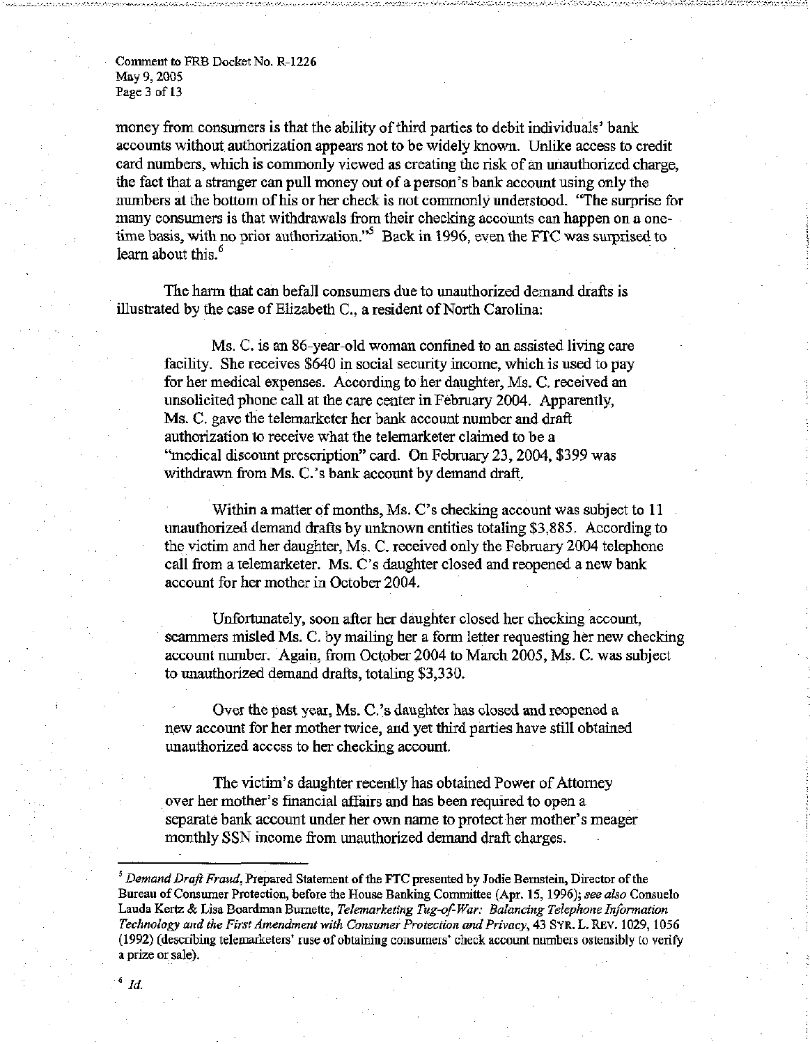money from consumers is that the ability of third parties to debit individuals' bank accounts without authorization appears not to be widely known. Unlike access to credit card numbers, which is commonly viewed as creating the risk of an unauthorized charge, the fact that a stranger can pull money out of a person's bank account using only the numbers at the bottom of his or her check is not commonly understood. "The surprise for many consumers is that withdrawals from their checking accounts can happen on a one-time basis, with no prior authorization."[5] Back in 1996, even the FTC was surprised to learn about this.[6]

The harm that can befall consumers due to unauthorized demand drafts is illustrated by the case of Elizabeth C., a resident of North Carolina:

> Ms. C. is an 86-year-old woman confined to an assisted living care facility. She receives $640 in social security income, which is used to pay for her medical expenses. According to her daughter, Ms. C. received an unsolicited phone call at the care center in February 2004. Apparently, Ms. C. gave the telemarketer her bank account number and draft authorization to receive what the telemarketer claimed to be a "medical discount prescription" card. On February 23, 2004, $399 was withdrawn from Ms. C.'s bank account by demand draft.
>
> Within a matter of months, Ms. C's checking account was subject to 11 unauthorized demand drafts by unknown entities totaling $3,885. According to the victim and her daughter, Ms. C. received only the February 2004 telephone call from a telemarketer. Ms. C's daughter closed and reopened a new bank account for her mother in October 2004.
>
> Unfortunately, soon after her daughter closed her checking account, scammers misled Ms. C. by mailing her a form letter requesting her new checking account number. Again, from October 2004 to March 2005, Ms. C. was subject to unauthorized demand drafts, totaling $3,330.
>
> Over the past year, Ms. C.'s daughter has closed and reopened a new account for her mother twice, and yet third parties have still obtained unauthorized access to her checking account.
>
> The victim's daughter recently has obtained Power of Attorney over her mother's financial affairs and has been required to open a separate bank account under her own name to protect her mother's meager monthly SSN income from unauthorized demand draft charges.

---

[5] *Demand Draft Fraud*, Prepared Statement of the FTC presented by Jodie Bernstein, Director of the Bureau of Consumer Protection, before the House Banking Committee (Apr. 15, 1996); *see also* Consuelo Lauda Kertz & Lisa Boardman Burnette, *Telemarketing Tug-of-War: Balancing Telephone Information Technology and the First Amendment with Consumer Protection and Privacy*, 43 SYR. L. REV. 1029, 1056 (1992) (describing telemarketers' ruse of obtaining consumers' check account numbers ostensibly to verify a prize or sale).

[6] *Id.*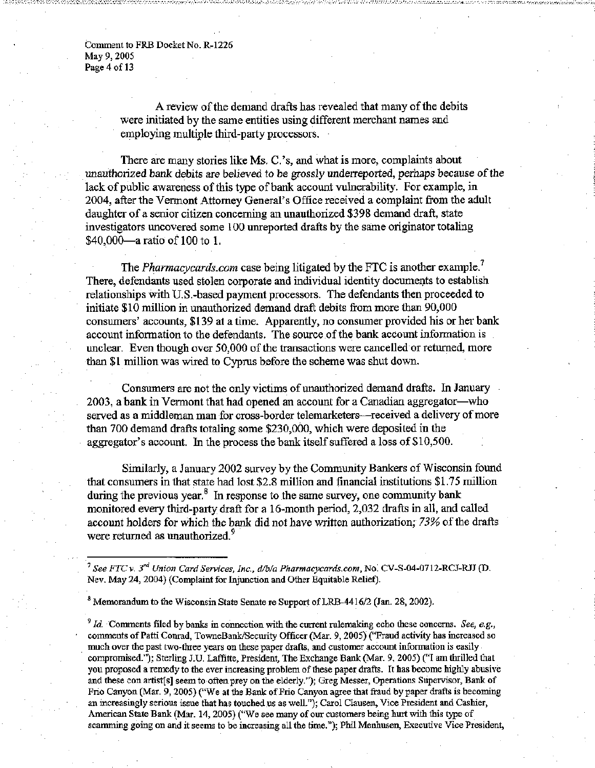A review of the demand drafts has revealed that many of the debits were initiated by the same entities using different merchant names and employing multiple third-party processors.

There are many stories like Ms. C.'s, and what is more, complaints about unauthorized bank debits are believed to be grossly underreported, perhaps because of the lack of public awareness of this type of bank account vulnerability. For example, in 2004, after the Vermont Attorney General's Office received a complaint from the adult daughter of a senior citizen concerning an unauthorized $398 demand draft, state investigators uncovered some 100 unreported drafts by the same originator totaling $40,000—a ratio of 100 to 1.

The *Pharmacycards.com* case being litigated by the FTC is another example.[7] There, defendants used stolen corporate and individual identity documents to establish relationships with U.S.-based payment processors. The defendants then proceeded to initiate $10 million in unauthorized demand draft debits from more than 90,000 consumers' accounts, $139 at a time. Apparently, no consumer provided his or her bank account information to the defendants. The source of the bank account information is unclear. Even though over 50,000 of the transactions were cancelled or returned, more than $1 million was wired to Cyprus before the scheme was shut down.

Consumers are not the only victims of unauthorized demand drafts. In January 2003, a bank in Vermont that had opened an account for a Canadian aggregator—who served as a middleman man for cross-border telemarketers—received a delivery of more than 700 demand drafts totaling some $230,000, which were deposited in the aggregator's account. In the process the bank itself suffered a loss of $10,500.

Similarly, a January 2002 survey by the Community Bankers of Wisconsin found that consumers in that state had lost $2.8 million and financial institutions $1.75 million during the previous year.[8] In response to the same survey, one community bank monitored every third-party draft for a 16-month period, 2,032 drafts in all, and called account holders for which the bank did not have written authorization; *73%* of the drafts were returned as unauthorized.[9]

---

[7] *See FTC v. 3rd Union Card Services, Inc., d/b/a Pharmacycards.com*, No. CV-S-04-0712-RCJ-RJJ (D. Nev. May 24, 2004) (Complaint for Injunction and Other Equitable Relief).

[8] Memorandum to the Wisconsin State Senate re Support of LRB-4416/2 (Jan. 28, 2002).

[9] *Id.* Comments filed by banks in connection with the current rulemaking echo these concerns. *See, e.g.*, comments of Patti Conrad, TowneBank/Security Officer (Mar. 9, 2005) ("Fraud activity has increased so much over the past two-three years on these paper drafts, and customer account information is easily compromised."); Sterling J.U. Laffitte, President, The Exchange Bank (Mar. 9, 2005) ("I am thrilled that you proposed a remedy to the ever increasing problem of these paper drafts. It has become highly abusive and these con artist[s] seem to often prey on the elderly."); Greg Messer, Operations Supervisor, Bank of Frio Canyon (Mar. 9, 2005) ("We at the Bank of Frio Canyon agree that fraud by paper drafts is becoming an increasingly serious issue that has touched us as well."); Carol Clausen, Vice President and Cashier, American State Bank (Mar. 14, 2005) ("We see many of our customers being hurt with this type of scamming going on and it seems to be increasing all the time."); Phil Menhusen, Executive Vice President,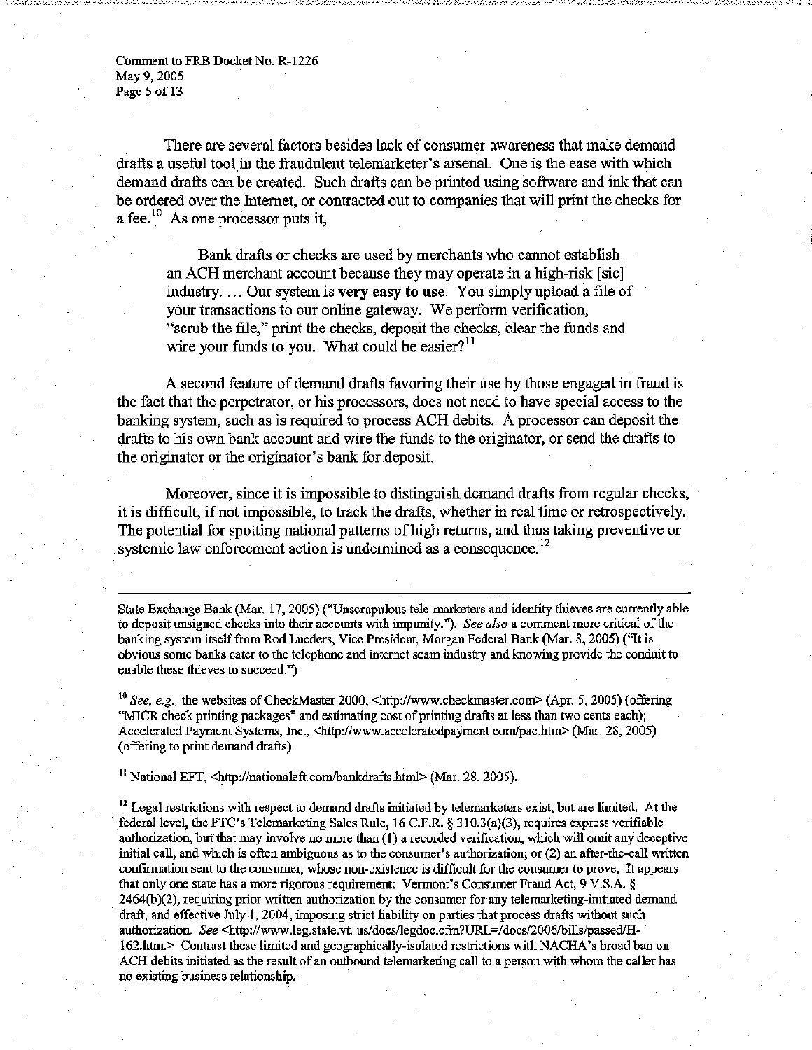There are several factors besides lack of consumer awareness that make demand drafts a useful tool in the fraudulent telemarketer's arsenal. One is the ease with which demand drafts can be created. Such drafts can be printed using software and ink that can be ordered over the Internet, or contracted out to companies that will print the checks for a fee.[10] As one processor puts it,

> Bank drafts or checks are used by merchants who cannot establish an ACH merchant account because they may operate in a high-risk [sic] industry. ... Our system is **very easy to use**. You simply upload a file of your transactions to our online gateway. We perform verification, "scrub the file," print the checks, deposit the checks, clear the funds and wire your funds to you. What could be easier?[11]

A second feature of demand drafts favoring their use by those engaged in fraud is the fact that the perpetrator, or his processors, does not need to have special access to the banking system, such as is required to process ACH debits. A processor can deposit the drafts to his own bank account and wire the funds to the originator, or send the drafts to the originator or the originator's bank for deposit.

Moreover, since it is impossible to distinguish demand drafts from regular checks, it is difficult, if not impossible, to track the drafts, whether in real time or retrospectively. The potential for spotting national patterns of high returns, and thus taking preventive or systemic law enforcement action is undermined as a consequence.[12]

---

State Exchange Bank (Mar. 17, 2005) ("Unscrupulous tele-marketers and identity thieves are currently able to deposit unsigned checks into their accounts with impunity."). *See also* a comment more critical of the banking system itself from Rod Lueders, Vice President, Morgan Federal Bank (Mar. 8, 2005) ("It is obvious some banks cater to the telephone and internet scam industry and knowing provide the conduit to enable these thieves to succeed.")

[10] *See, e.g.*, the websites of CheckMaster 2000, <http://www.checkmaster.com> (Apr. 5, 2005) (offering "MICR check printing packages" and estimating cost of printing drafts at less than two cents each); Accelerated Payment Systems, Inc., <http://www.acceleratedpayment.com/pac.htm> (Mar. 28, 2005) (offering to print demand drafts).

[11] National EFT, <http://nationaleft.com/bankdrafts.html> (Mar. 28, 2005).

[12] Legal restrictions with respect to demand drafts initiated by telemarketers exist, but are limited. At the federal level, the FTC's Telemarketing Sales Rule, 16 C.F.R. § 310.3(a)(3), requires express verifiable authorization, but that may involve no more than (1) a recorded verification, which will omit any deceptive initial call, and which is often ambiguous as to the consumer's authorization; or (2) an after-the-call written confirmation sent to the consumer, whose non-existence is difficult for the consumer to prove. It appears that only one state has a more rigorous requirement: Vermont's Consumer Fraud Act, 9 V.S.A. § 2464(b)(2), requiring prior written authorization by the consumer for any telemarketing-initiated demand draft, and effective July 1, 2004, imposing strict liability on parties that process drafts without such authorization. *See* <http://www.leg.state.vt. us/docs/legdoc.cfm?URL=/docs/2006/bills/passed/H-162.htm.> Contrast these limited and geographically-isolated restrictions with NACHA's broad ban on ACH debits initiated as the result of an outbound telemarketing call to a person with whom the caller has no existing business relationship.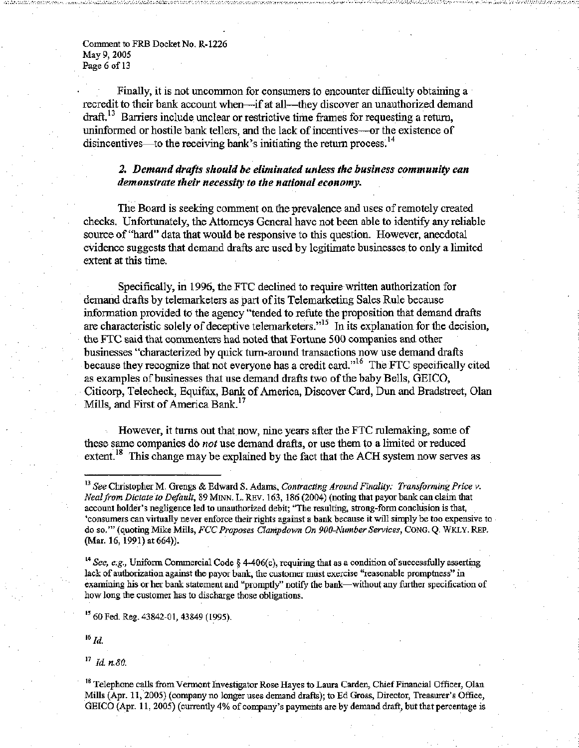Finally, it is not uncommon for consumers to encounter difficulty obtaining a recredit to their bank account when—if at all—they discover an unauthorized demand draft.[13] Barriers include unclear or restrictive time frames for requesting a return, uninformed or hostile bank tellers, and the lack of incentives—or the existence of disincentives—to the receiving bank's initiating the return process.[14]

### *2. Demand drafts should be eliminated unless the business community can demonstrate their necessity to the national economy.*

The Board is seeking comment on the prevalence and uses of remotely created checks. Unfortunately, the Attorneys General have not been able to identify any reliable source of "hard" data that would be responsive to this question. However, anecdotal evidence suggests that demand drafts are used by legitimate businesses to only a limited extent at this time.

Specifically, in 1996, the FTC declined to require written authorization for demand drafts by telemarketers as part of its Telemarketing Sales Rule because information provided to the agency "tended to refute the proposition that demand drafts are characteristic solely of deceptive telemarketers."[15] In its explanation for the decision, the FTC said that commenters had noted that Fortune 500 companies and other businesses "characterized by quick turn-around transactions now use demand drafts because they recognize that not everyone has a credit card."[16] The FTC specifically cited as examples of businesses that use demand drafts two of the baby Bells, GEICO, Citicorp, Telecheck, Equifax, Bank of America, Discover Card, Dun and Bradstreet, Olan Mills, and First of America Bank.[17]

However, it turns out that now, nine years after the FTC rulemaking, some of these same companies do *not* use demand drafts, or use them to a limited or reduced extent.[18] This change may be explained by the fact that the ACH system now serves as

---

[13] *See* Christopher M. Grengs & Edward S. Adams, *Contracting Around Finality: Transforming Price v. Neal from Dictate to Default*, 89 MINN. L. REV. 163, 186 (2004) (noting that payor bank can claim that account holder's negligence led to unauthorized debit; "The resulting, strong-form conclusion is that, 'consumers can virtually never enforce their rights against a bank because it will simply be too expensive to do so.'" (quoting Mike Mills, *FCC Proposes Clampdown On 900-Number Services*, CONG. Q. WKLY. REP. (Mar. 16, 1991) at 664)).

[14] *See, e.g.*, Uniform Commercial Code § 4-406(c), requiring that as a condition of successfully asserting lack of authorization against the payor bank, the customer must exercise "reasonable promptness" in examining his or her bank statement and "promptly" notify the bank—without any further specification of how long the customer has to discharge those obligations.

[15] 60 Fed. Reg. 43842-01, 43849 (1995).

[16] *Id.*

[17] *Id.* n.80.

[18] Telephone calls from Vermont Investigator Rose Hayes to Laura Carden, Chief Financial Officer, Olan Mills (Apr. 11, 2005) (company no longer uses demand drafts); to Ed Gross, Director, Treasurer's Office, GEICO (Apr. 11, 2005) (currently 4% of company's payments are by demand draft, but that percentage is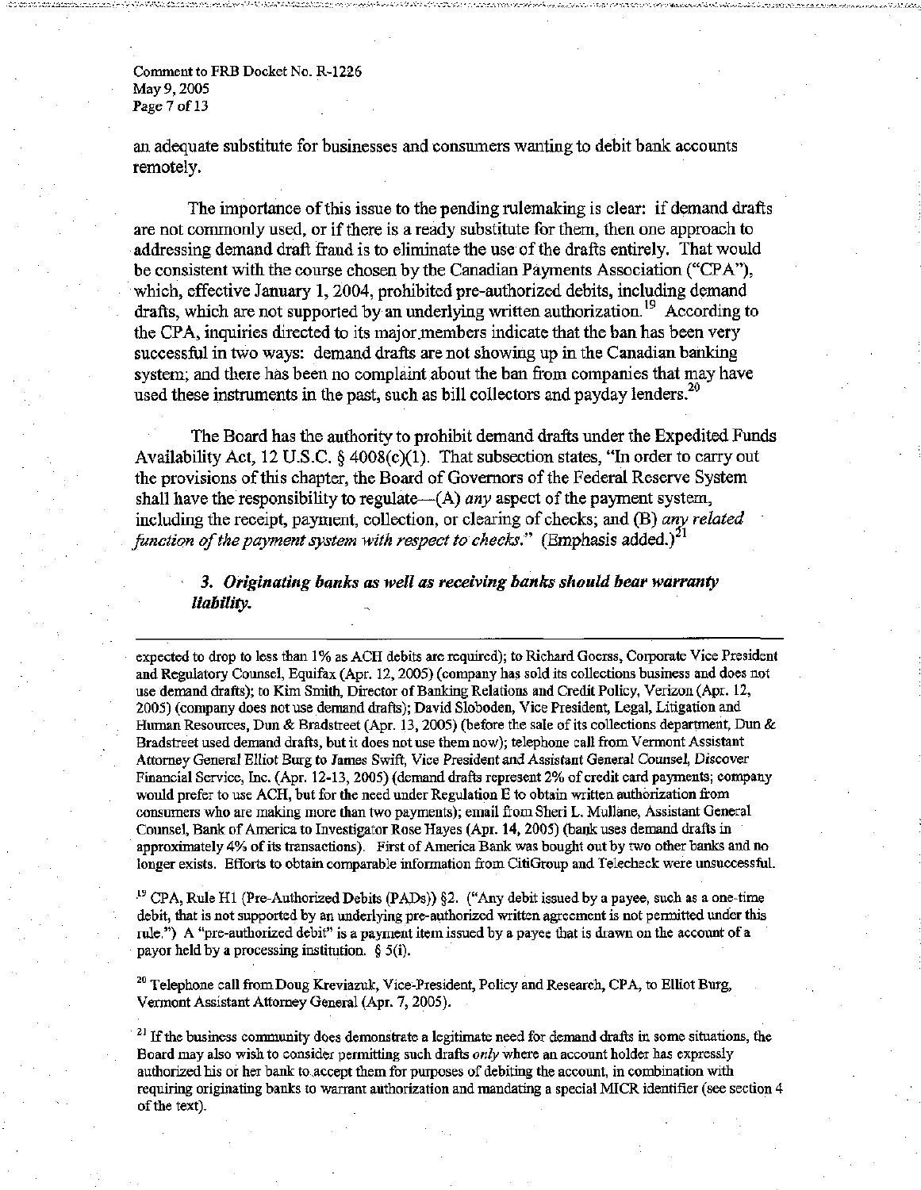an adequate substitute for businesses and consumers wanting to debit bank accounts remotely.

The importance of this issue to the pending rulemaking is clear: if demand drafts are not commonly used, or if there is a ready substitute for them, then one approach to addressing demand draft fraud is to eliminate the use of the drafts entirely. That would be consistent with the course chosen by the Canadian Payments Association ("CPA"), which, effective January 1, 2004, prohibited pre-authorized debits, including demand drafts, which are not supported by an underlying written authorization.[19] According to the CPA, inquiries directed to its major members indicate that the ban has been very successful in two ways: demand drafts are not showing up in the Canadian banking system; and there has been no complaint about the ban from companies that may have used these instruments in the past, such as bill collectors and payday lenders.[20]

The Board has the authority to prohibit demand drafts under the Expedited Funds Availability Act, 12 U.S.C. § 4008(c)(1). That subsection states, "In order to carry out the provisions of this chapter, the Board of Governors of the Federal Reserve System shall have the responsibility to regulate—(A) *any* aspect of the payment system, including the receipt, payment, collection, or clearing of checks; and (B) *any related function of the payment system with respect to checks.*" (Emphasis added.)[21]

### *3. Originating banks as well as receiving banks should bear warranty liability.*

---

expected to drop to less than 1% as ACH debits are required); to Richard Goerss, Corporate Vice President and Regulatory Counsel, Equifax (Apr. 12, 2005) (company has sold its collections business and does not use demand drafts); to Kim Smith, Director of Banking Relations and Credit Policy, Verizon (Apr. 12, 2005) (company does not use demand drafts); David Sloboden, Vice President, Legal, Litigation and Human Resources, Dun & Bradstreet (Apr. 13, 2005) (before the sale of its collections department, Dun & Bradstreet used demand drafts, but it does not use them now); telephone call from Vermont Assistant Attorney General Elliot Burg to James Swift, Vice President and Assistant General Counsel, Discover Financial Service, Inc. (Apr. 12-13, 2005) (demand drafts represent 2% of credit card payments; company would prefer to use ACH, but for the need under Regulation E to obtain written authorization from consumers who are making more than two payments); email from Sheri L. Mullane, Assistant General Counsel, Bank of America to Investigator Rose Hayes (Apr. 14, 2005) (bank uses demand drafts in approximately 4% of its transactions). First of America Bank was bought out by two other banks and no longer exists. Efforts to obtain comparable information from CitiGroup and Telecheck were unsuccessful.

[19] CPA, Rule H1 (Pre-Authorized Debits (PADs)) §2. ("Any debit issued by a payee, such as a one-time debit, that is not supported by an underlying pre-authorized written agreement is not permitted under this rule.") A "pre-authorized debit" is a payment item issued by a payee that is drawn on the account of a payor held by a processing institution. § 5(i).

[20] Telephone call from Doug Kreviazuk, Vice-President, Policy and Research, CPA, to Elliot Burg, Vermont Assistant Attorney General (Apr. 7, 2005).

[21] If the business community does demonstrate a legitimate need for demand drafts in some situations, the Board may also wish to consider permitting such drafts *only* where an account holder has expressly authorized his or her bank to accept them for purposes of debiting the account, in combination with requiring originating banks to warrant authorization and mandating a special MICR identifier (see section 4 of the text).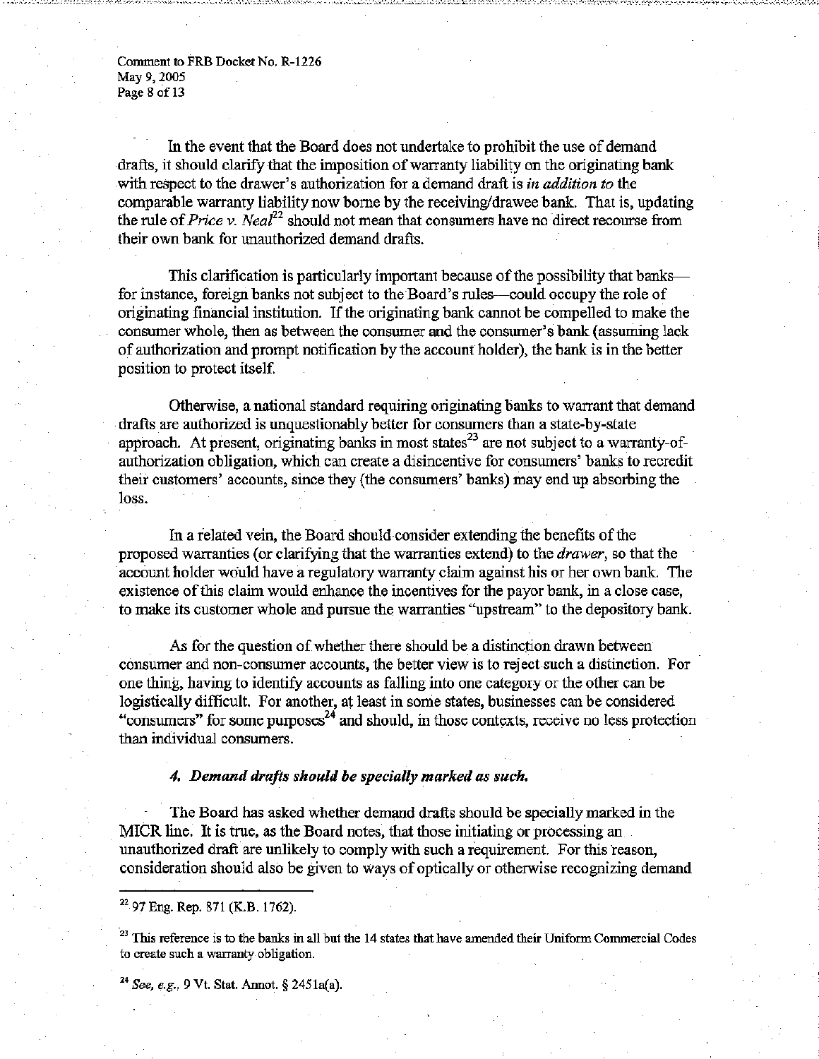In the event that the Board does not undertake to prohibit the use of demand drafts, it should clarify that the imposition of warranty liability on the originating bank with respect to the drawer's authorization for a demand draft is *in addition to* the comparable warranty liability now borne by the receiving/drawee bank. That is, updating the rule of *Price v. Neal*[22] should not mean that consumers have no direct recourse from their own bank for unauthorized demand drafts.

This clarification is particularly important because of the possibility that banks—for instance, foreign banks not subject to the Board's rules—could occupy the role of originating financial institution. If the originating bank cannot be compelled to make the consumer whole, then as between the consumer and the consumer's bank (assuming lack of authorization and prompt notification by the account holder), the bank is in the better position to protect itself.

Otherwise, a national standard requiring originating banks to warrant that demand drafts are authorized is unquestionably better for consumers than a state-by-state approach. At present, originating banks in most states[23] are not subject to a warranty-of-authorization obligation, which can create a disincentive for consumers' banks to recredit their customers' accounts, since they (the consumers' banks) may end up absorbing the loss.

In a related vein, the Board should consider extending the benefits of the proposed warranties (or clarifying that the warranties extend) to the *drawer*, so that the account holder would have a regulatory warranty claim against his or her own bank. The existence of this claim would enhance the incentives for the payor bank, in a close case, to make its customer whole and pursue the warranties "upstream" to the depository bank.

As for the question of whether there should be a distinction drawn between consumer and non-consumer accounts, the better view is to reject such a distinction. For one thing, having to identify accounts as falling into one category or the other can be logistically difficult. For another, at least in some states, businesses can be considered "consumers" for some purposes[24] and should, in those contexts, receive no less protection than individual consumers.

#### *4. Demand drafts should be specially marked as such.*

The Board has asked whether demand drafts should be specially marked in the MICR line. It is true, as the Board notes, that those initiating or processing an unauthorized draft are unlikely to comply with such a requirement. For this reason, consideration should also be given to ways of optically or otherwise recognizing demand

---

[22] 97 Eng. Rep. 871 (K.B. 1762).

[23] This reference is to the banks in all but the 14 states that have amended their Uniform Commercial Codes to create such a warranty obligation.

[24] *See, e.g.*, 9 Vt. Stat. Annot. § 2451a(a).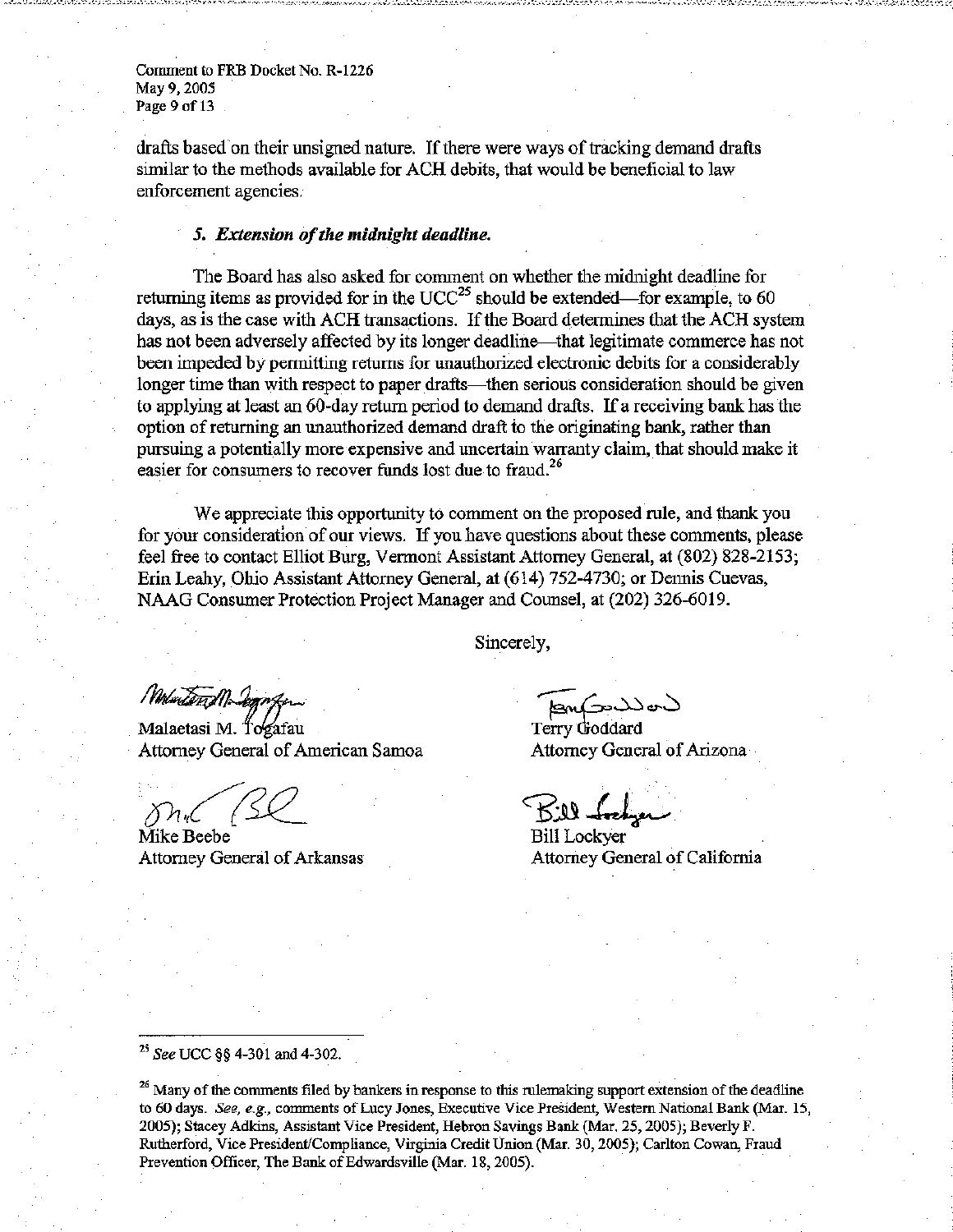drafts based on their unsigned nature. If there were ways of tracking demand drafts similar to the methods available for ACH debits, that would be beneficial to law enforcement agencies.

### *5. Extension of the midnight deadline.*

The Board has also asked for comment on whether the midnight deadline for returning items as provided for in the UCC[25] should be extended—for example, to 60 days, as is the case with ACH transactions. If the Board determines that the ACH system has not been adversely affected by its longer deadline—that legitimate commerce has not been impeded by permitting returns for unauthorized electronic debits for a considerably longer time than with respect to paper drafts—then serious consideration should be given to applying at least an 60-day return period to demand drafts. If a receiving bank has the option of returning an unauthorized demand draft to the originating bank, rather than pursuing a potentially more expensive and uncertain warranty claim, that should make it easier for consumers to recover funds lost due to fraud.[26]

We appreciate this opportunity to comment on the proposed rule, and thank you for your consideration of our views. If you have questions about these comments, please feel free to contact Elliot Burg, Vermont Assistant Attorney General, at (802) 828-2153; Erin Leahy, Ohio Assistant Attorney General, at (614) 752-4730; or Dennis Cuevas, NAAG Consumer Protection Project Manager and Counsel, at (202) 326-6019.

Sincerely,

Malaetasi M. Togafau
Attorney General of American Samoa

Terry Goddard
Attorney General of Arizona

Mike Beebe
Attorney General of Arkansas

Bill Lockyer
Attorney General of California

---

[25] *See* UCC §§ 4-301 and 4-302.

[26] Many of the comments filed by bankers in response to this rulemaking support extension of the deadline to 60 days. *See, e.g.*, comments of Lucy Jones, Executive Vice President, Western National Bank (Mar. 15, 2005); Stacey Adkins, Assistant Vice President, Hebron Savings Bank (Mar. 25, 2005); Beverly F. Rutherford, Vice President/Compliance, Virginia Credit Union (Mar. 30, 2005); Carlton Cowan, Fraud Prevention Officer, The Bank of Edwardsville (Mar. 18, 2005).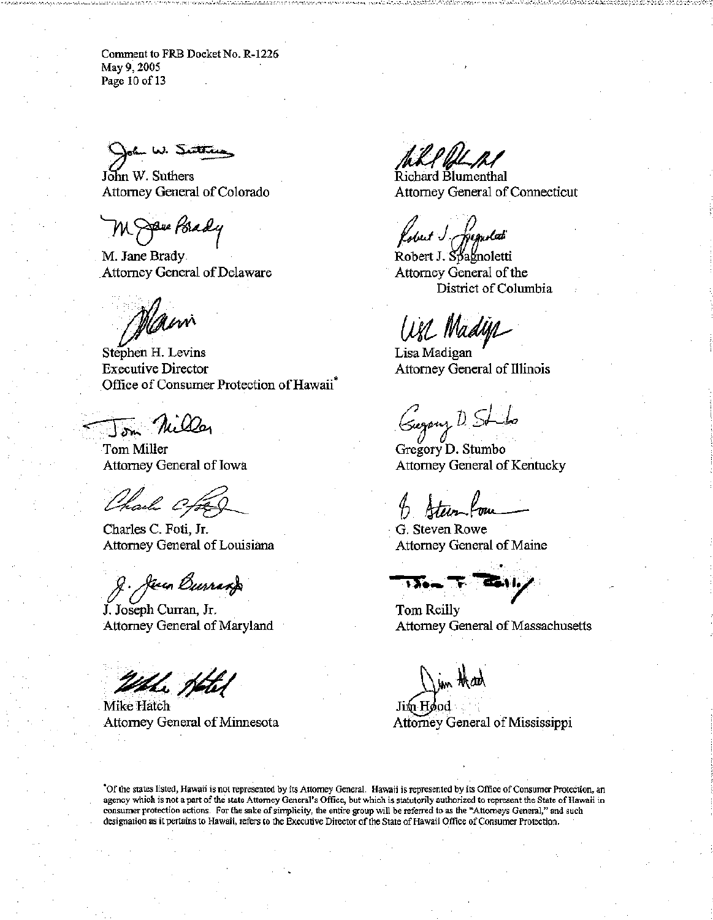John W. Suthers
Attorney General of Colorado

Richard Blumenthal
Attorney General of Connecticut

M. Jane Brady
Attorney General of Delaware

Robert J. Spagnoletti
Attorney General of the District of Columbia

Stephen H. Levins
Executive Director
Office of Consumer Protection of Hawaii*

Lisa Madigan
Attorney General of Illinois

Tom Miller
Attorney General of Iowa

Gregory D. Stumbo
Attorney General of Kentucky

Charles C. Foti, Jr.
Attorney General of Louisiana

G. Steven Rowe
Attorney General of Maine

J. Joseph Curran, Jr.
Attorney General of Maryland

Tom Reilly
Attorney General of Massachusetts

Mike Hatch
Attorney General of Minnesota

Jim Hood
Attorney General of Mississippi

*Of the states listed, Hawaii is not represented by its Attorney General. Hawaii is represented by its Office of Consumer Protection, an agency which is not a part of the state Attorney General's Office, but which is statutorily authorized to represent the State of Hawaii in consumer protection actions. For the sake of simplicity, the entire group will be referred to as the "Attorneys General," and such designation as it pertains to Hawaii, refers to the Executive Director of the State of Hawaii Office of Consumer Protection.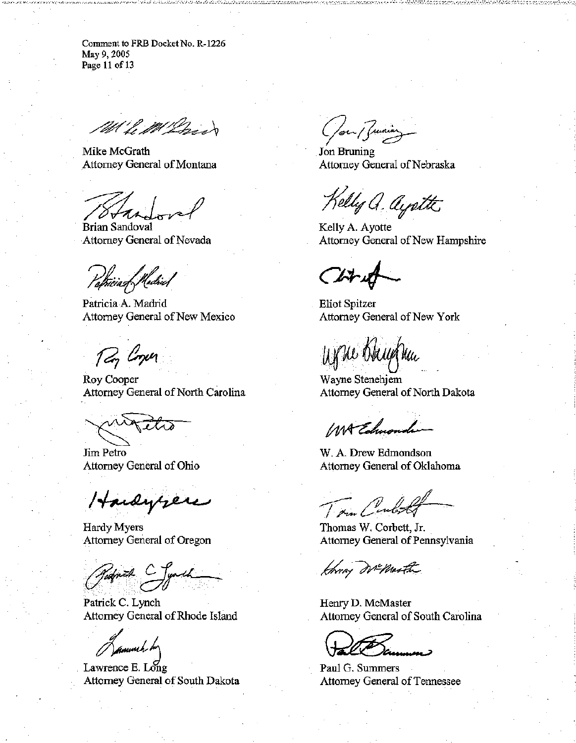Mike McGrath
Attorney General of Montana

Jon Bruning
Attorney General of Nebraska

Brian Sandoval
Attorney General of Nevada

Kelly A. Ayotte
Attorney General of New Hampshire

Patricia A. Madrid
Attorney General of New Mexico

Eliot Spitzer
Attorney General of New York

Roy Cooper
Attorney General of North Carolina

Wayne Stenehjem
Attorney General of North Dakota

Jim Petro
Attorney General of Ohio

W. A. Drew Edmondson
Attorney General of Oklahoma

Hardy Myers
Attorney General of Oregon

Thomas W. Corbett, Jr.
Attorney General of Pennsylvania

Patrick C. Lynch
Attorney General of Rhode Island

Henry D. McMaster
Attorney General of South Carolina

Lawrence E. Long
Attorney General of South Dakota

Paul G. Summers
Attorney General of Tennessee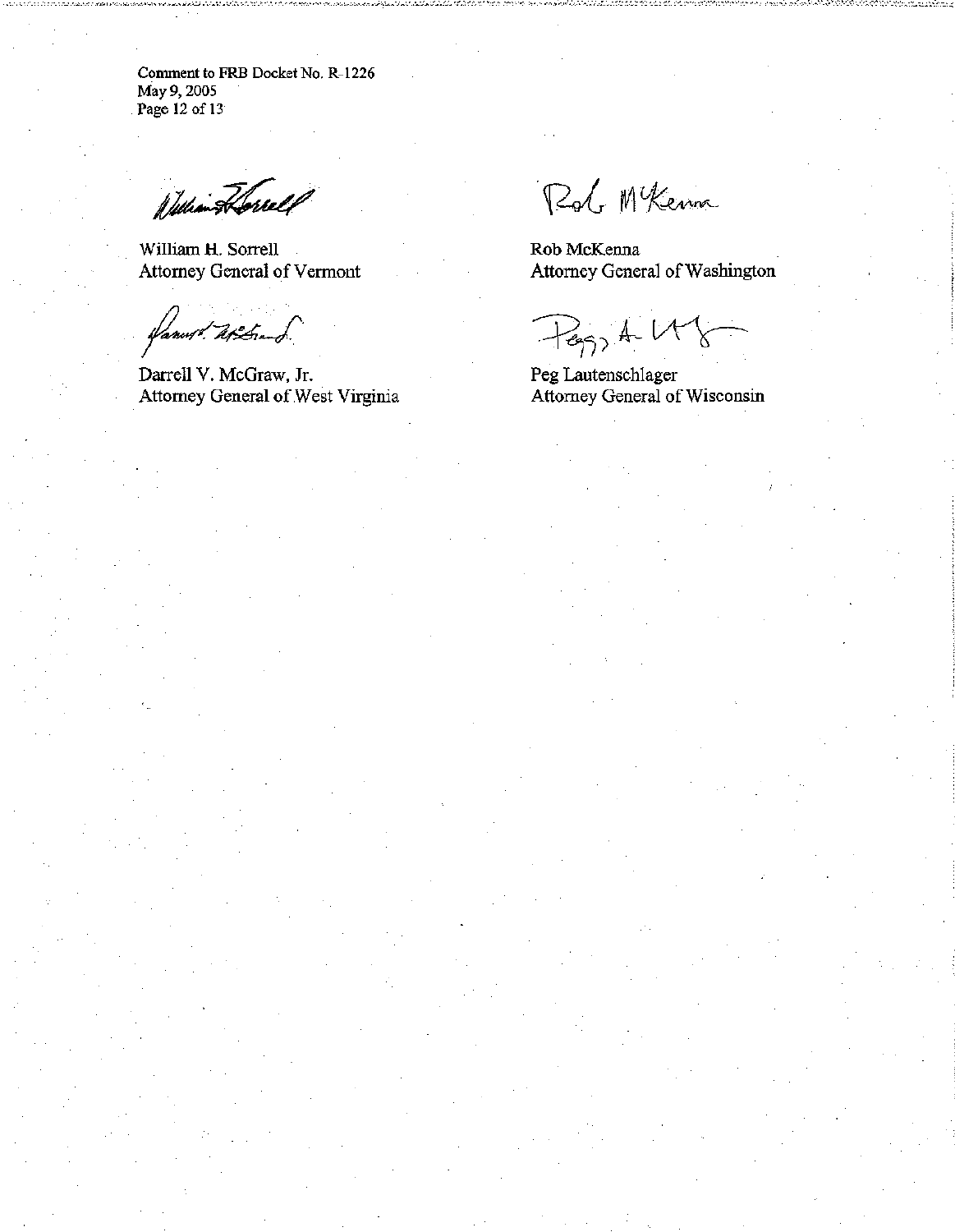William H. Sorrell
Attorney General of Vermont

Rob McKenna
Attorney General of Washington

Darrell V. McGraw, Jr.
Attorney General of West Virginia

Peg Lautenschlager
Attorney General of Wisconsin